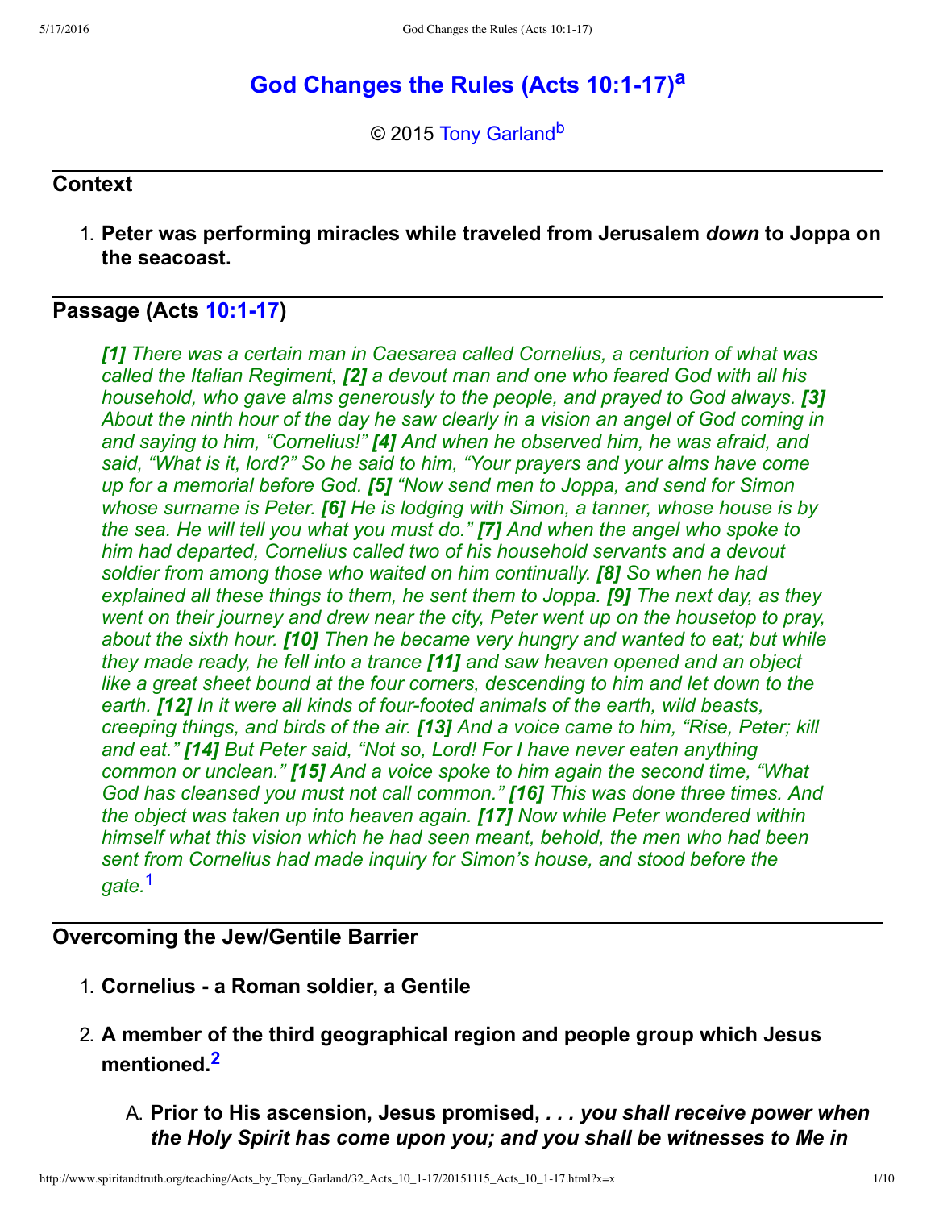# God Changes the Rules (Acts 10:1-17)[a]

© 2015 Tony Garland[b]

## Context

1. **Peter was performing miracles while traveled from Jerusalem *down* to Joppa on the seacoast.**

## Passage (Acts 10:1-17)

*[1] There was a certain man in Caesarea called Cornelius, a centurion of what was called the Italian Regiment, [2] a devout man and one who feared God with all his household, who gave alms generously to the people, and prayed to God always. [3] About the ninth hour of the day he saw clearly in a vision an angel of God coming in and saying to him, "Cornelius!" [4] And when he observed him, he was afraid, and said, "What is it, lord?" So he said to him, "Your prayers and your alms have come up for a memorial before God. [5] "Now send men to Joppa, and send for Simon whose surname is Peter. [6] He is lodging with Simon, a tanner, whose house is by the sea. He will tell you what you must do." [7] And when the angel who spoke to him had departed, Cornelius called two of his household servants and a devout soldier from among those who waited on him continually. [8] So when he had explained all these things to them, he sent them to Joppa. [9] The next day, as they went on their journey and drew near the city, Peter went up on the housetop to pray, about the sixth hour. [10] Then he became very hungry and wanted to eat; but while they made ready, he fell into a trance [11] and saw heaven opened and an object like a great sheet bound at the four corners, descending to him and let down to the earth. [12] In it were all kinds of four-footed animals of the earth, wild beasts, creeping things, and birds of the air. [13] And a voice came to him, "Rise, Peter; kill and eat." [14] But Peter said, "Not so, Lord! For I have never eaten anything common or unclean." [15] And a voice spoke to him again the second time, "What God has cleansed you must not call common." [16] This was done three times. And the object was taken up into heaven again. [17] Now while Peter wondered within himself what this vision which he had seen meant, behold, the men who had been sent from Cornelius had made inquiry for Simon's house, and stood before the gate.*[1]

## Overcoming the Jew/Gentile Barrier

1. **Cornelius - a Roman soldier, a Gentile**
2. **A member of the third geographical region and people group which Jesus mentioned.**[2]
   - A. **Prior to His ascension, Jesus promised, *. . . you shall receive power when the Holy Spirit has come upon you; and you shall be witnesses to Me in***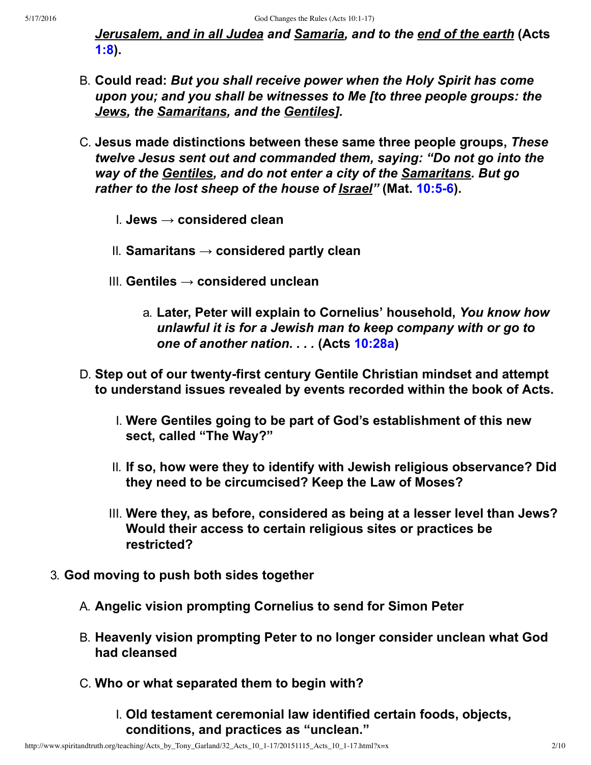***Jerusalem, and in all Judea*** ***and*** ***Samaria, and to the*** ***end of the earth*** **(Acts 1:8).**

B. **Could read:** ***But you shall receive power when the Holy Spirit has come upon you; and you shall be witnesses to Me [to three people groups: the*** ***Jews, the*** ***Samaritans, and the*** ***Gentiles].***

C. **Jesus made distinctions between these same three people groups,** ***These twelve Jesus sent out and commanded them, saying: "Do not go into the way of the*** ***Gentiles, and do not enter a city of the*** ***Samaritans. But go rather to the lost sheep of the house of*** ***Israel"*** **(Mat. 10:5-6).**

   I. **Jews → considered clean**

   II. **Samaritans → considered partly clean**

   III. **Gentiles → considered unclean**

      a. **Later, Peter will explain to Cornelius' household,** ***You know how unlawful it is for a Jewish man to keep company with or go to one of another nation. . . .*** **(Acts 10:28a)**

D. **Step out of our twenty-first century Gentile Christian mindset and attempt to understand issues revealed by events recorded within the book of Acts.**

   I. **Were Gentiles going to be part of God's establishment of this new sect, called "The Way?"**

   II. **If so, how were they to identify with Jewish religious observance? Did they need to be circumcised? Keep the Law of Moses?**

   III. **Were they, as before, considered as being at a lesser level than Jews? Would their access to certain religious sites or practices be restricted?**

3. **God moving to push both sides together**

   A. **Angelic vision prompting Cornelius to send for Simon Peter**

   B. **Heavenly vision prompting Peter to no longer consider unclean what God had cleansed**

   C. **Who or what separated them to begin with?**

      I. **Old testament ceremonial law identified certain foods, objects, conditions, and practices as "unclean."**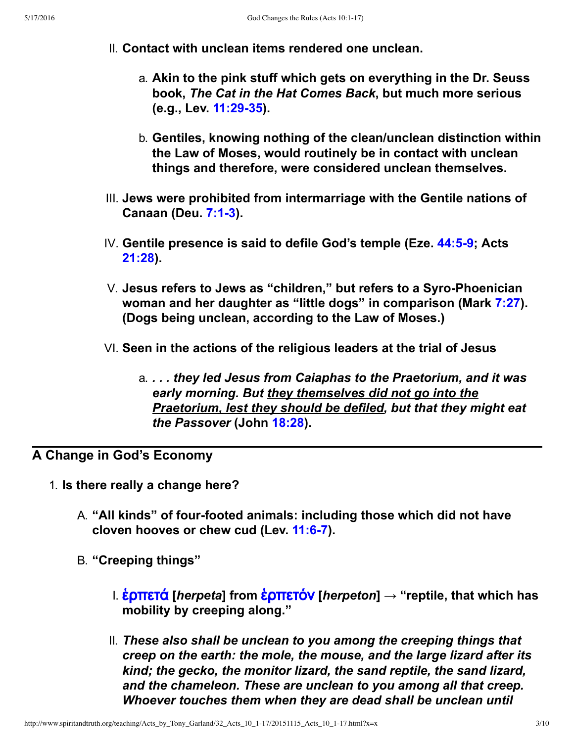II. **Contact with unclean items rendered one unclean.**

   a. **Akin to the pink stuff which gets on everything in the Dr. Seuss book, *The Cat in the Hat Comes Back*, but much more serious (e.g., Lev. 11:29-35).**

   b. **Gentiles, knowing nothing of the clean/unclean distinction within the Law of Moses, would routinely be in contact with unclean things and therefore, were considered unclean themselves.**

III. **Jews were prohibited from intermarriage with the Gentile nations of Canaan (Deu. 7:1-3).**

IV. **Gentile presence is said to defile God's temple (Eze. 44:5-9; Acts 21:28).**

V. **Jesus refers to Jews as "children," but refers to a Syro-Phoenician woman and her daughter as "little dogs" in comparison (Mark 7:27). (Dogs being unclean, according to the Law of Moses.)**

VI. **Seen in the actions of the religious leaders at the trial of Jesus**

   a. ***. . . they led Jesus from Caiaphas to the Praetorium, and it was early morning. But <u>they themselves did not go into the Praetorium, lest they should be defiled</u>, but that they might eat the Passover* (John 18:28).**

## A Change in God's Economy

1. **Is there really a change here?**

   A. **"All kinds" of four-footed animals: including those which did not have cloven hooves or chew cud (Lev. 11:6-7).**

   B. **"Creeping things"**

      I. **ἑρπετά [*herpeta*] from ἑρπετόν [*herpeton*] → "reptile, that which has mobility by creeping along."**

      II. ***These also shall be unclean to you among the creeping things that creep on the earth: the mole, the mouse, and the large lizard after its kind; the gecko, the monitor lizard, the sand reptile, the sand lizard, and the chameleon. These are unclean to you among all that creep. Whoever touches them when they are dead shall be unclean until***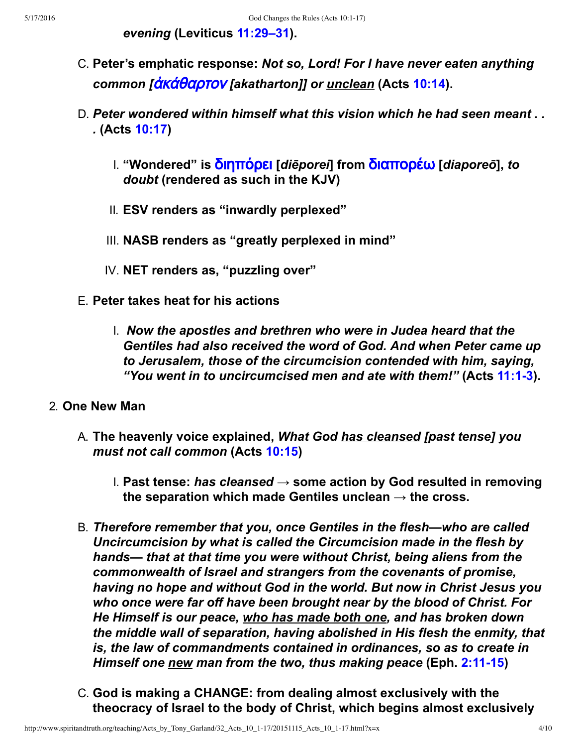***evening*** **(Leviticus 11:29–31).**

C. **Peter's emphatic response:** ***Not so, Lord! For I have never eaten anything common [ἀκάθαρτον [akatharton]] or unclean*** **(Acts 10:14).**

D. ***Peter wondered within himself what this vision which he had seen meant . . .*** **(Acts 10:17)**

   I. **"Wondered" is διηπόρει [*diēporei*] from διαπορέω [*diaporeō*], *to doubt* (rendered as such in the KJV)**

   II. **ESV renders as "inwardly perplexed"**

   III. **NASB renders as "greatly perplexed in mind"**

   IV. **NET renders as, "puzzling over"**

E. **Peter takes heat for his actions**

   I. ***Now the apostles and brethren who were in Judea heard that the Gentiles had also received the word of God. And when Peter came up to Jerusalem, those of the circumcision contended with him, saying, "You went in to uncircumcised men and ate with them!"*** **(Acts 11:1-3).**

2. **One New Man**

A. **The heavenly voice explained, *What God has cleansed [past tense] you must not call common* (Acts 10:15)**

   I. **Past tense: *has cleansed* → some action by God resulted in removing the separation which made Gentiles unclean → the cross.**

B. ***Therefore remember that you, once Gentiles in the flesh—who are called Uncircumcision by what is called the Circumcision made in the flesh by hands— that at that time you were without Christ, being aliens from the commonwealth of Israel and strangers from the covenants of promise, having no hope and without God in the world. But now in Christ Jesus you who once were far off have been brought near by the blood of Christ. For He Himself is our peace, who has made both one, and has broken down the middle wall of separation, having abolished in His flesh the enmity, that is, the law of commandments contained in ordinances, so as to create in Himself one new man from the two, thus making peace*** **(Eph. 2:11-15)**

C. **God is making a CHANGE: from dealing almost exclusively with the theocracy of Israel to the body of Christ, which begins almost exclusively**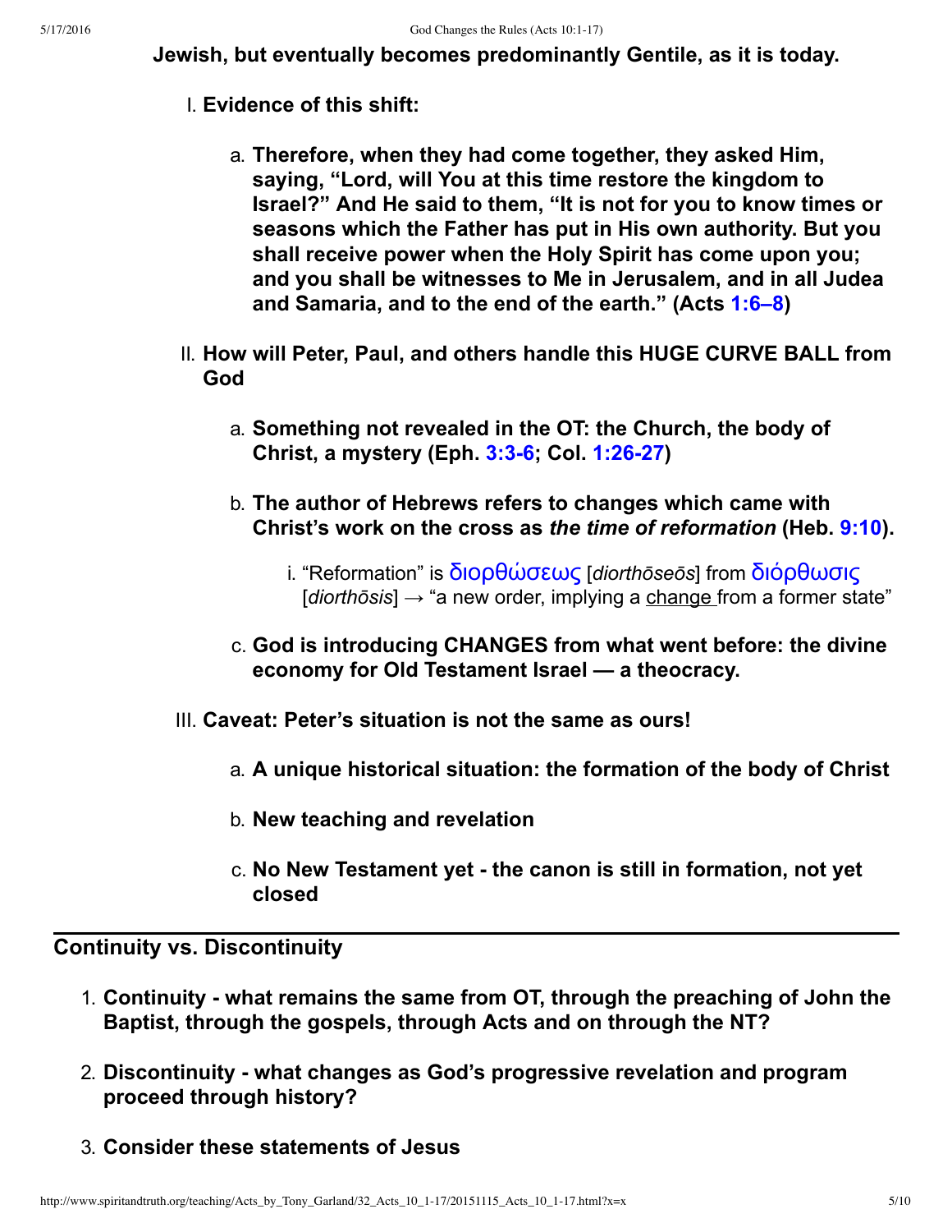**Jewish, but eventually becomes predominantly Gentile, as it is today.**

I. **Evidence of this shift:**

   a. **Therefore, when they had come together, they asked Him, saying, "Lord, will You at this time restore the kingdom to Israel?" And He said to them, "It is not for you to know times or seasons which the Father has put in His own authority. But you shall receive power when the Holy Spirit has come upon you; and you shall be witnesses to Me in Jerusalem, and in all Judea and Samaria, and to the end of the earth." (Acts 1:6–8)**

II. **How will Peter, Paul, and others handle this HUGE CURVE BALL from God**

   a. **Something not revealed in the OT: the Church, the body of Christ, a mystery (Eph. 3:3-6; Col. 1:26-27)**

   b. **The author of Hebrews refers to changes which came with Christ's work on the cross as *the time of reformation* (Heb. 9:10).**

      i. "Reformation" is διορθώσεως [*diorthōseōs*] from διόρθωσις [*diorthōsis*] → "a new order, implying a <u>change</u> from a former state"

   c. **God is introducing CHANGES from what went before: the divine economy for Old Testament Israel — a theocracy.**

III. **Caveat: Peter's situation is not the same as ours!**

   a. **A unique historical situation: the formation of the body of Christ**

   b. **New teaching and revelation**

   c. **No New Testament yet - the canon is still in formation, not yet closed**

---

## Continuity vs. Discontinuity

1. **Continuity - what remains the same from OT, through the preaching of John the Baptist, through the gospels, through Acts and on through the NT?**

2. **Discontinuity - what changes as God's progressive revelation and program proceed through history?**

3. **Consider these statements of Jesus**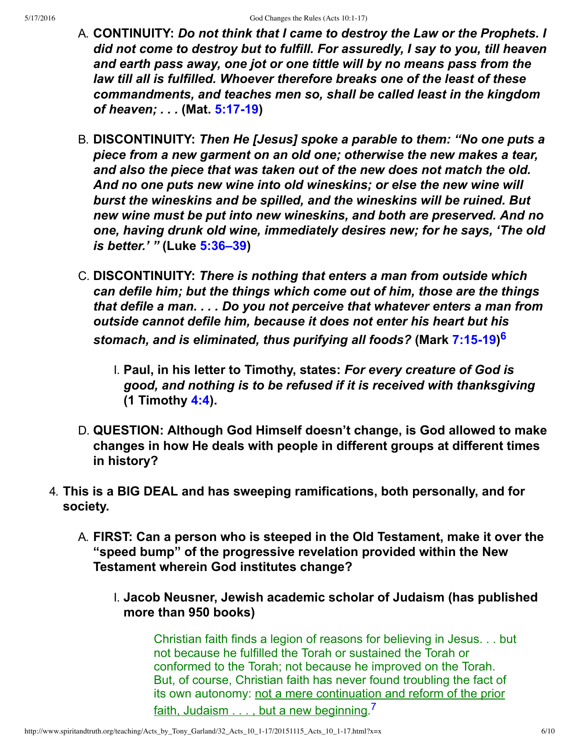A. **CONTINUITY:** ***Do not think that I came to destroy the Law or the Prophets. I did not come to destroy but to fulfill. For assuredly, I say to you, till heaven and earth pass away, one jot or one tittle will by no means pass from the law till all is fulfilled. Whoever therefore breaks one of the least of these commandments, and teaches men so, shall be called least in the kingdom of heaven; . . .*** **(Mat. 5:17-19)**

B. **DISCONTINUITY:** ***Then He [Jesus] spoke a parable to them: "No one puts a piece from a new garment on an old one; otherwise the new makes a tear, and also the piece that was taken out of the new does not match the old. And no one puts new wine into old wineskins; or else the new wine will burst the wineskins and be spilled, and the wineskins will be ruined. But new wine must be put into new wineskins, and both are preserved. And no one, having drunk old wine, immediately desires new; for he says, 'The old is better.' "*** **(Luke 5:36–39)**

C. **DISCONTINUITY:** ***There is nothing that enters a man from outside which can defile him; but the things which come out of him, those are the things that defile a man. . . . Do you not perceive that whatever enters a man from outside cannot defile him, because it does not enter his heart but his stomach, and is eliminated, thus purifying all foods?*** **(Mark 7:15-19)**[6]

   I. **Paul, in his letter to Timothy, states:** ***For every creature of God is good, and nothing is to be refused if it is received with thanksgiving*** **(1 Timothy 4:4).**

D. **QUESTION: Although God Himself doesn't change, is God allowed to make changes in how He deals with people in different groups at different times in history?**

4. **This is a BIG DEAL and has sweeping ramifications, both personally, and for society.**

   A. **FIRST: Can a person who is steeped in the Old Testament, make it over the "speed bump" of the progressive revelation provided within the New Testament wherein God institutes change?**

      I. **Jacob Neusner, Jewish academic scholar of Judaism (has published more than 950 books)**

> Christian faith finds a legion of reasons for believing in Jesus. . . but not because he fulfilled the Torah or sustained the Torah or conformed to the Torah; not because he improved on the Torah. But, of course, Christian faith has never found troubling the fact of its own autonomy: not a mere continuation and reform of the prior faith, Judaism . . . , but a new beginning.[7]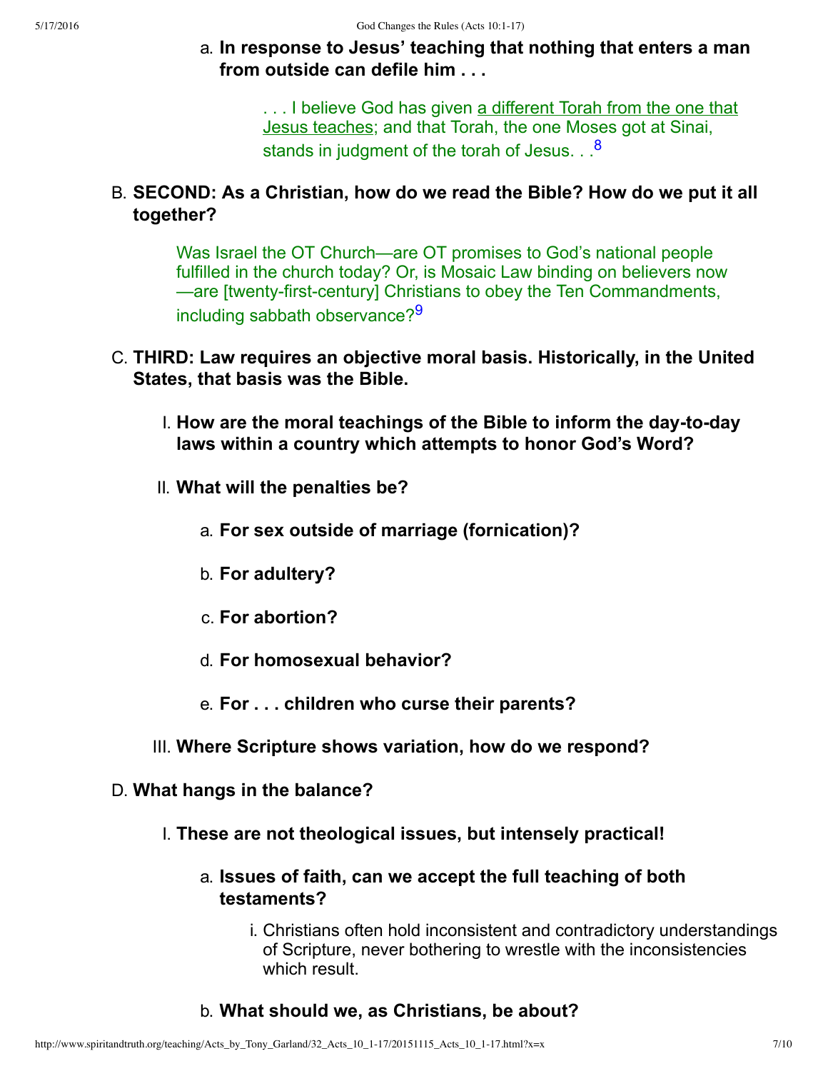a. **In response to Jesus' teaching that nothing that enters a man from outside can defile him . . .**

> . . . I believe God has given <u>a different Torah from the one that Jesus teaches</u>; and that Torah, the one Moses got at Sinai, stands in judgment of the torah of Jesus. . .[8]

B. **SECOND: As a Christian, how do we read the Bible? How do we put it all together?**

> Was Israel the OT Church—are OT promises to God's national people fulfilled in the church today? Or, is Mosaic Law binding on believers now—are [twenty-first-century] Christians to obey the Ten Commandments, including sabbath observance?[9]

C. **THIRD: Law requires an objective moral basis. Historically, in the United States, that basis was the Bible.**

- I. **How are the moral teachings of the Bible to inform the day-to-day laws within a country which attempts to honor God's Word?**
- II. **What will the penalties be?**
  - a. **For sex outside of marriage (fornication)?**
  - b. **For adultery?**
  - c. **For abortion?**
  - d. **For homosexual behavior?**
  - e. **For . . . children who curse their parents?**
- III. **Where Scripture shows variation, how do we respond?**

D. **What hangs in the balance?**

- I. **These are not theological issues, but intensely practical!**
  - a. **Issues of faith, can we accept the full teaching of both testaments?**
    - i. Christians often hold inconsistent and contradictory understandings of Scripture, never bothering to wrestle with the inconsistencies which result.
  - b. **What should we, as Christians, be about?**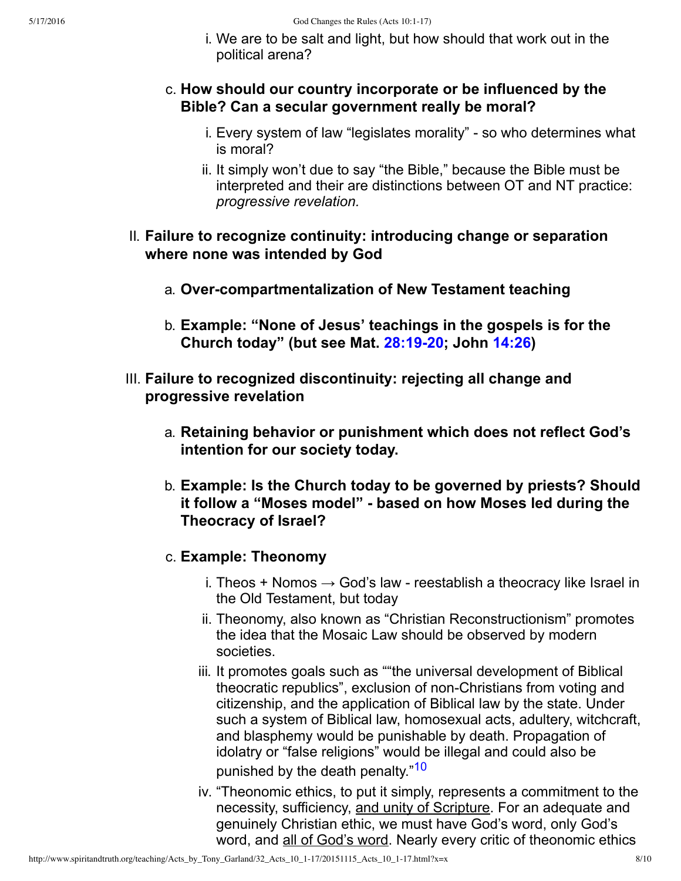i. We are to be salt and light, but how should that work out in the political arena?

c. **How should our country incorporate or be influenced by the Bible? Can a secular government really be moral?**

   i. Every system of law “legislates morality” - so who determines what is moral?

   ii. It simply won’t due to say “the Bible,” because the Bible must be interpreted and their are distinctions between OT and NT practice: *progressive revelation.*

II. **Failure to recognize continuity: introducing change or separation where none was intended by God**

   a. **Over-compartmentalization of New Testament teaching**

   b. **Example: “None of Jesus’ teachings in the gospels is for the Church today” (but see Mat. 28:19-20; John 14:26)**

III. **Failure to recognized discontinuity: rejecting all change and progressive revelation**

   a. **Retaining behavior or punishment which does not reflect God’s intention for our society today.**

   b. **Example: Is the Church today to be governed by priests? Should it follow a “Moses model” - based on how Moses led during the Theocracy of Israel?**

   c. **Example: Theonomy**

      i. Theos + Nomos → God’s law - reestablish a theocracy like Israel in the Old Testament, but today

      ii. Theonomy, also known as “Christian Reconstructionism” promotes the idea that the Mosaic Law should be observed by modern societies.

      iii. It promotes goals such as ““the universal development of Biblical theocratic republics”, exclusion of non-Christians from voting and citizenship, and the application of Biblical law by the state. Under such a system of Biblical law, homosexual acts, adultery, witchcraft, and blasphemy would be punishable by death. Propagation of idolatry or “false religions” would be illegal and could also be punished by the death penalty.”[10]

      iv. “Theonomic ethics, to put it simply, represents a commitment to the necessity, sufficiency, <u>and unity of Scripture</u>. For an adequate and genuinely Christian ethic, we must have God’s word, only God’s word, and <u>all of God’s word</u>. Nearly every critic of theonomic ethics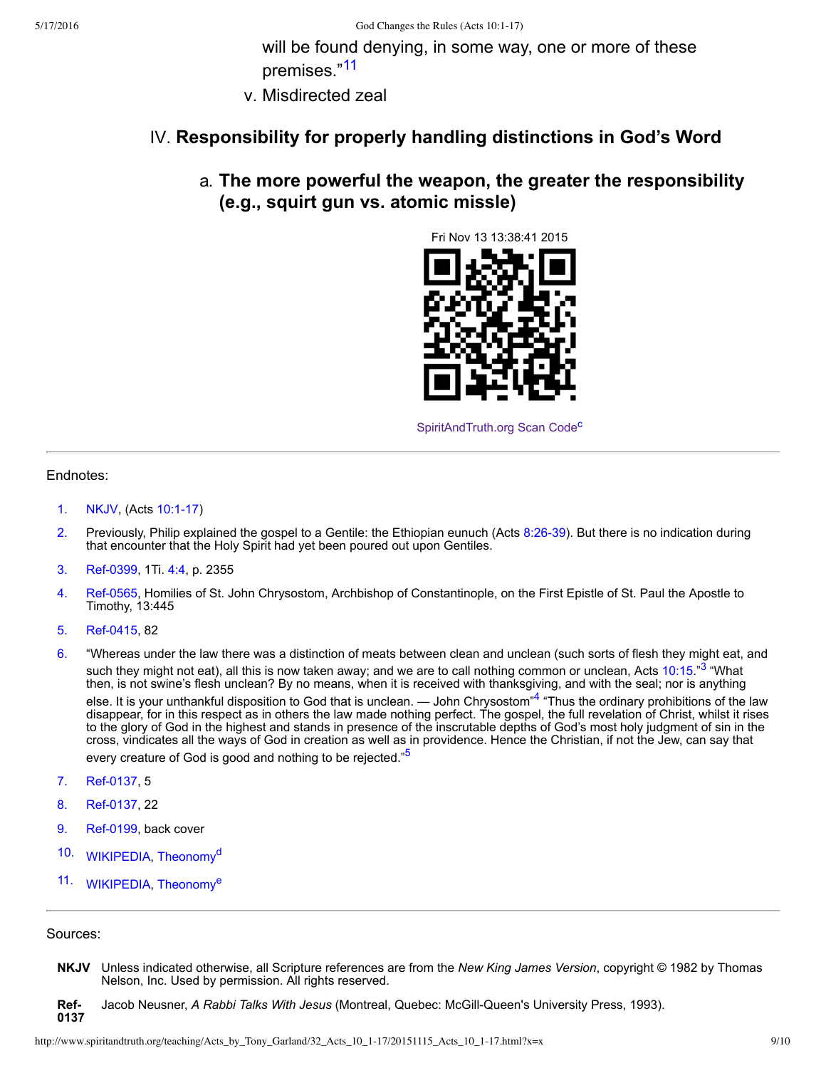will be found denying, in some way, one or more of these premises."[11]

v. Misdirected zeal

## IV. **Responsibility for properly handling distinctions in God's Word**

### a. **The more powerful the weapon, the greater the responsibility (e.g., squirt gun vs. atomic missle)**

Fri Nov 13 13:38:41 2015

SpiritAndTruth.org Scan Code[c]

---

Endnotes:

1. NKJV, (Acts 10:1-17)
2. Previously, Philip explained the gospel to a Gentile: the Ethiopian eunuch (Acts 8:26-39). But there is no indication during that encounter that the Holy Spirit had yet been poured out upon Gentiles.
3. Ref-0399, 1Ti. 4:4, p. 2355
4. Ref-0565, Homilies of St. John Chrysostom, Archbishop of Constantinople, on the First Epistle of St. Paul the Apostle to Timothy, 13:445
5. Ref-0415, 82
6. "Whereas under the law there was a distinction of meats between clean and unclean (such sorts of flesh they might eat, and such they might not eat), all this is now taken away; and we are to call nothing common or unclean, Acts 10:15."[3] "What then, is not swine's flesh unclean? By no means, when it is received with thanksgiving, and with the seal; nor is anything else. It is your unthankful disposition to God that is unclean. — John Chrysostom"[4] "Thus the ordinary prohibitions of the law disappear, for in this respect as in others the law made nothing perfect. The gospel, the full revelation of Christ, whilst it rises to the glory of God in the highest and stands in presence of the inscrutable depths of God's most holy judgment of sin in the cross, vindicates all the ways of God in creation as well as in providence. Hence the Christian, if not the Jew, can say that every creature of God is good and nothing to be rejected."[5]
7. Ref-0137, 5
8. Ref-0137, 22
9. Ref-0199, back cover
10. WIKIPEDIA, Theonomy[d]
11. WIKIPEDIA, Theonomy[e]

---

Sources:

**NKJV** Unless indicated otherwise, all Scripture references are from the *New King James Version*, copyright © 1982 by Thomas Nelson, Inc. Used by permission. All rights reserved.

**Ref-0137** Jacob Neusner, *A Rabbi Talks With Jesus* (Montreal, Quebec: McGill-Queen's University Press, 1993).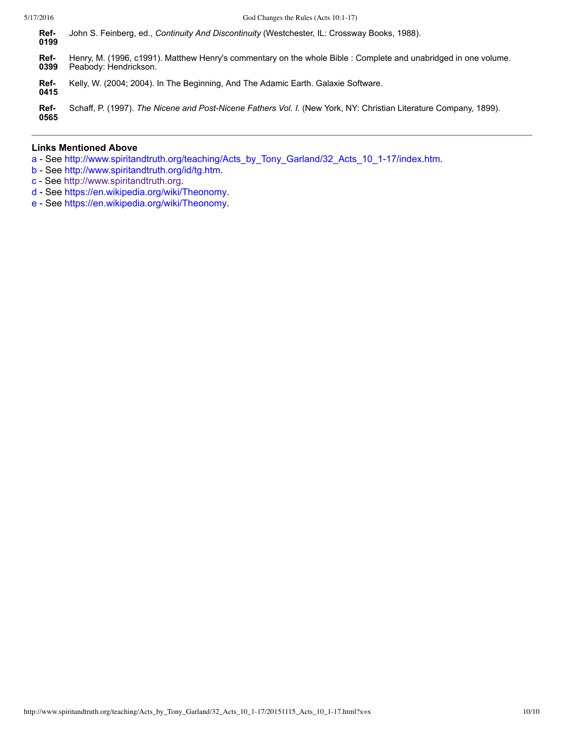**Ref-0199** John S. Feinberg, ed., *Continuity And Discontinuity* (Westchester, IL: Crossway Books, 1988).

**Ref-0399** Henry, M. (1996, c1991). Matthew Henry's commentary on the whole Bible : Complete and unabridged in one volume. Peabody: Hendrickson.

**Ref-0415** Kelly, W. (2004; 2004). In The Beginning, And The Adamic Earth. Galaxie Software.

**Ref-0565** Schaff, P. (1997). *The Nicene and Post-Nicene Fathers Vol. I.* (New York, NY: Christian Literature Company, 1899).

---

### Links Mentioned Above

a - See http://www.spiritandtruth.org/teaching/Acts_by_Tony_Garland/32_Acts_10_1-17/index.htm.
b - See http://www.spiritandtruth.org/id/tg.htm.
c - See http://www.spiritandtruth.org.
d - See https://en.wikipedia.org/wiki/Theonomy.
e - See https://en.wikipedia.org/wiki/Theonomy.